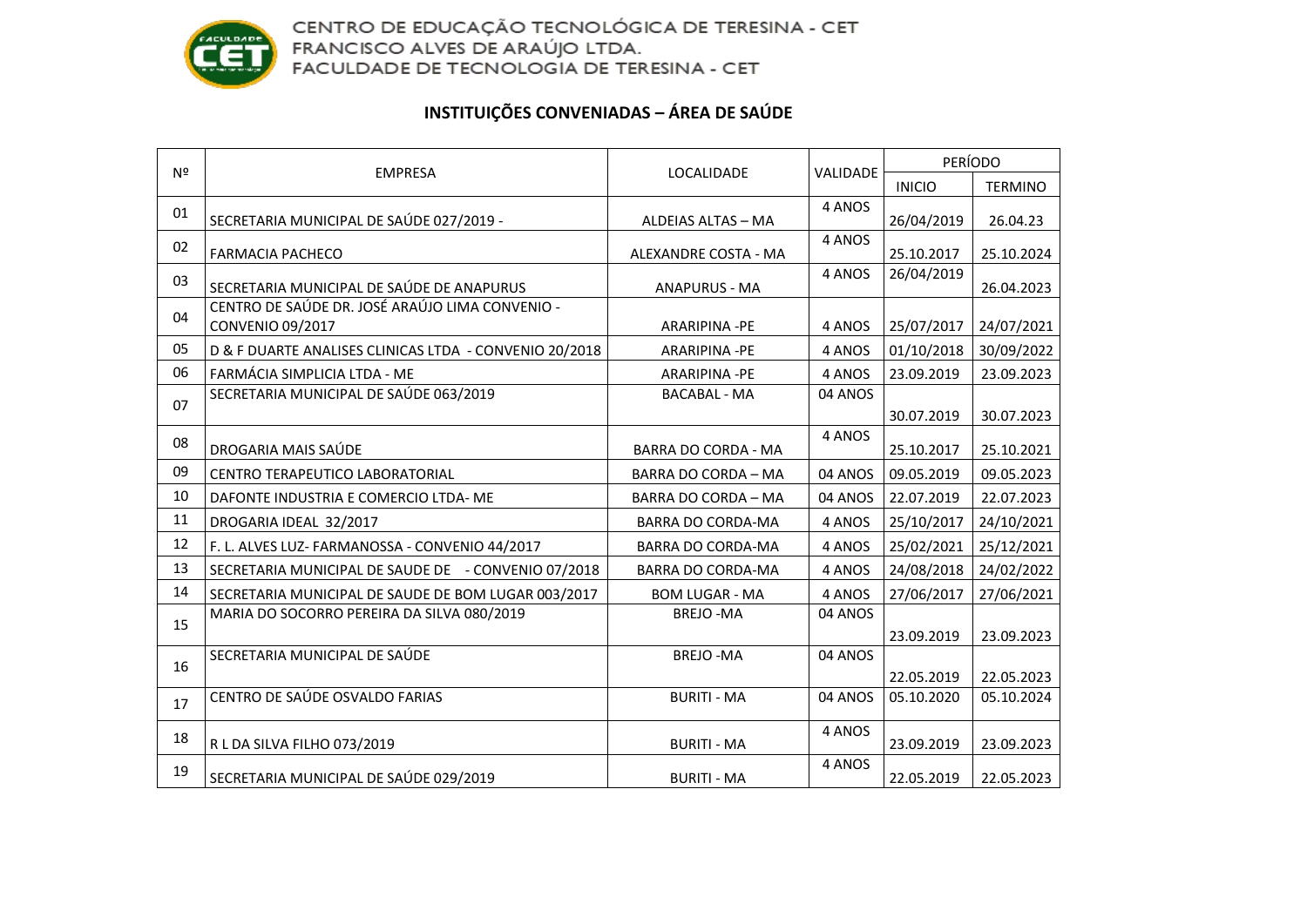CENTRO DE EDUCAÇÃO TECNOLÓGICA DE TERESINA - CET
FRANCISCO ALVES DE ARAÚJO LTDA.
FACULDADE DE TECNOLOGIA DE TERESINA - CET

## INSTITUIÇÕES CONVENIADAS – ÁREA DE SAÚDE

| Nº | EMPRESA | LOCALIDADE | VALIDADE | PERÍODO | |
|---|---|---|---|---|---|
| | | | | INICIO | TERMINO |
| 01 | SECRETARIA MUNICIPAL DE SAÚDE 027/2019 - | ALDEIAS ALTAS – MA | 4 ANOS | 26/04/2019 | 26.04.23 |
| 02 | FARMACIA PACHECO | ALEXANDRE COSTA - MA | 4 ANOS | 25.10.2017 | 25.10.2024 |
| 03 | SECRETARIA MUNICIPAL DE SAÚDE DE ANAPURUS | ANAPURUS - MA | 4 ANOS | 26/04/2019 | 26.04.2023 |
| 04 | CENTRO DE SAÚDE DR. JOSÉ ARAÚJO LIMA CONVENIO - CONVENIO 09/2017 | ARARIPINA -PE | 4 ANOS | 25/07/2017 | 24/07/2021 |
| 05 | D & F DUARTE ANALISES CLINICAS LTDA - CONVENIO 20/2018 | ARARIPINA -PE | 4 ANOS | 01/10/2018 | 30/09/2022 |
| 06 | FARMÁCIA SIMPLICIA LTDA - ME | ARARIPINA -PE | 4 ANOS | 23.09.2019 | 23.09.2023 |
| 07 | SECRETARIA MUNICIPAL DE SAÚDE 063/2019 | BACABAL - MA | 04 ANOS | 30.07.2019 | 30.07.2023 |
| 08 | DROGARIA MAIS SAÚDE | BARRA DO CORDA - MA | 4 ANOS | 25.10.2017 | 25.10.2021 |
| 09 | CENTRO TERAPEUTICO LABORATORIAL | BARRA DO CORDA – MA | 04 ANOS | 09.05.2019 | 09.05.2023 |
| 10 | DAFONTE INDUSTRIA E COMERCIO LTDA- ME | BARRA DO CORDA – MA | 04 ANOS | 22.07.2019 | 22.07.2023 |
| 11 | DROGARIA IDEAL 32/2017 | BARRA DO CORDA-MA | 4 ANOS | 25/10/2017 | 24/10/2021 |
| 12 | F. L. ALVES LUZ- FARMANOSSA - CONVENIO 44/2017 | BARRA DO CORDA-MA | 4 ANOS | 25/02/2021 | 25/12/2021 |
| 13 | SECRETARIA MUNICIPAL DE SAUDE DE - CONVENIO 07/2018 | BARRA DO CORDA-MA | 4 ANOS | 24/08/2018 | 24/02/2022 |
| 14 | SECRETARIA MUNICIPAL DE SAUDE DE BOM LUGAR 003/2017 | BOM LUGAR - MA | 4 ANOS | 27/06/2017 | 27/06/2021 |
| 15 | MARIA DO SOCORRO PEREIRA DA SILVA 080/2019 | BREJO -MA | 04 ANOS | 23.09.2019 | 23.09.2023 |
| 16 | SECRETARIA MUNICIPAL DE SAÚDE | BREJO -MA | 04 ANOS | 22.05.2019 | 22.05.2023 |
| 17 | CENTRO DE SAÚDE OSVALDO FARIAS | BURITI - MA | 04 ANOS | 05.10.2020 | 05.10.2024 |
| 18 | R L DA SILVA FILHO 073/2019 | BURITI - MA | 4 ANOS | 23.09.2019 | 23.09.2023 |
| 19 | SECRETARIA MUNICIPAL DE SAÚDE 029/2019 | BURITI - MA | 4 ANOS | 22.05.2019 | 22.05.2023 |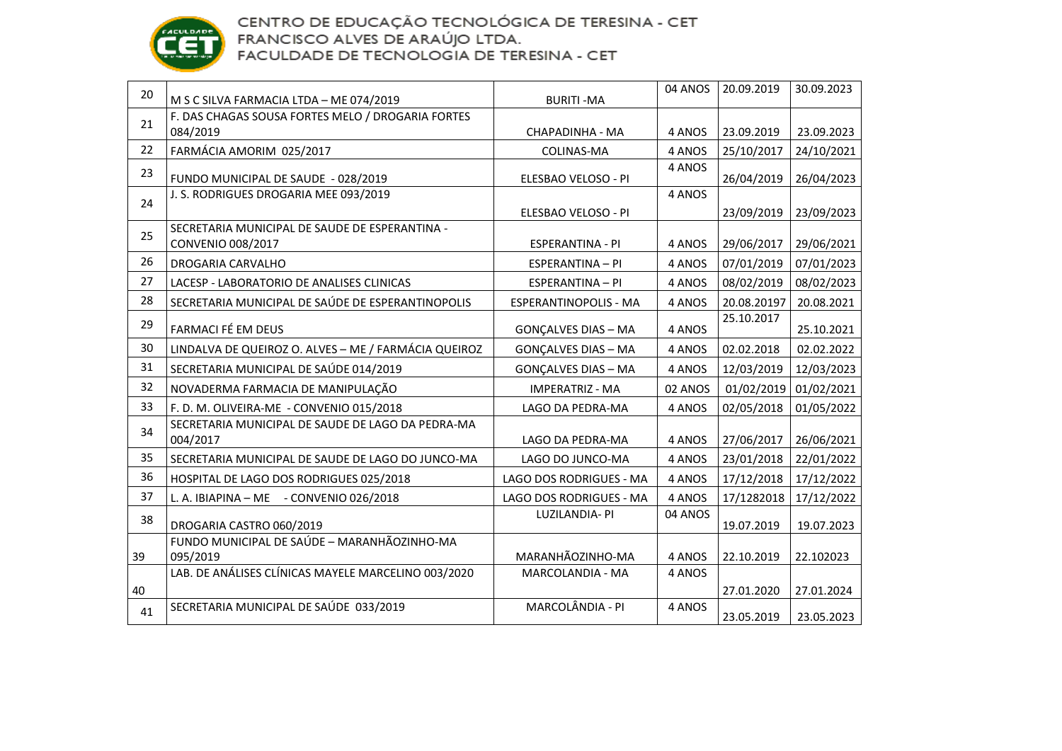CENTRO DE EDUCAÇÃO TECNOLÓGICA DE TERESINA - CET
FRANCISCO ALVES DE ARAÚJO LTDA.
FACULDADE DE TECNOLOGIA DE TERESINA - CET

| | | | | | |
|---|---|---|---|---|---|
| 20 | M S C SILVA FARMACIA LTDA – ME 074/2019 | BURITI -MA | 04 ANOS | 20.09.2019 | 30.09.2023 |
| 21 | F. DAS CHAGAS SOUSA FORTES MELO / DROGARIA FORTES 084/2019 | CHAPADINHA - MA | 4 ANOS | 23.09.2019 | 23.09.2023 |
| 22 | FARMÁCIA AMORIM 025/2017 | COLINAS-MA | 4 ANOS | 25/10/2017 | 24/10/2021 |
| 23 | FUNDO MUNICIPAL DE SAUDE - 028/2019 | ELESBAO VELOSO - PI | 4 ANOS | 26/04/2019 | 26/04/2023 |
| 24 | J. S. RODRIGUES DROGARIA MEE 093/2019 | ELESBAO VELOSO - PI | 4 ANOS | 23/09/2019 | 23/09/2023 |
| 25 | SECRETARIA MUNICIPAL DE SAUDE DE ESPERANTINA - CONVENIO 008/2017 | ESPERANTINA - PI | 4 ANOS | 29/06/2017 | 29/06/2021 |
| 26 | DROGARIA CARVALHO | ESPERANTINA – PI | 4 ANOS | 07/01/2019 | 07/01/2023 |
| 27 | LACESP - LABORATORIO DE ANALISES CLINICAS | ESPERANTINA – PI | 4 ANOS | 08/02/2019 | 08/02/2023 |
| 28 | SECRETARIA MUNICIPAL DE SAÚDE DE ESPERANTINOPOLIS | ESPERANTINOPOLIS - MA | 4 ANOS | 20.08.20197 | 20.08.2021 |
| 29 | FARMACI FÉ EM DEUS | GONÇALVES DIAS – MA | 4 ANOS | 25.10.2017 | 25.10.2021 |
| 30 | LINDALVA DE QUEIROZ O. ALVES – ME / FARMÁCIA QUEIROZ | GONÇALVES DIAS – MA | 4 ANOS | 02.02.2018 | 02.02.2022 |
| 31 | SECRETARIA MUNICIPAL DE SAÚDE 014/2019 | GONÇALVES DIAS – MA | 4 ANOS | 12/03/2019 | 12/03/2023 |
| 32 | NOVADERMA FARMACIA DE MANIPULAÇÃO | IMPERATRIZ - MA | 02 ANOS | 01/02/2019 | 01/02/2021 |
| 33 | F. D. M. OLIVEIRA-ME - CONVENIO 015/2018 | LAGO DA PEDRA-MA | 4 ANOS | 02/05/2018 | 01/05/2022 |
| 34 | SECRETARIA MUNICIPAL DE SAUDE DE LAGO DA PEDRA-MA 004/2017 | LAGO DA PEDRA-MA | 4 ANOS | 27/06/2017 | 26/06/2021 |
| 35 | SECRETARIA MUNICIPAL DE SAUDE DE LAGO DO JUNCO-MA | LAGO DO JUNCO-MA | 4 ANOS | 23/01/2018 | 22/01/2022 |
| 36 | HOSPITAL DE LAGO DOS RODRIGUES 025/2018 | LAGO DOS RODRIGUES - MA | 4 ANOS | 17/12/2018 | 17/12/2022 |
| 37 | L. A. IBIAPINA – ME - CONVENIO 026/2018 | LAGO DOS RODRIGUES - MA | 4 ANOS | 17/1282018 | 17/12/2022 |
| 38 | DROGARIA CASTRO 060/2019 | LUZILANDIA- PI | 04 ANOS | 19.07.2019 | 19.07.2023 |
| 39 | FUNDO MUNICIPAL DE SAÚDE – MARANHÃOZINHO-MA 095/2019 | MARANHÃOZINHO-MA | 4 ANOS | 22.10.2019 | 22.102023 |
| 40 | LAB. DE ANÁLISES CLÍNICAS MAYELE MARCELINO 003/2020 | MARCOLANDIA - MA | 4 ANOS | 27.01.2020 | 27.01.2024 |
| 41 | SECRETARIA MUNICIPAL DE SAÚDE 033/2019 | MARCOLÂNDIA - PI | 4 ANOS | 23.05.2019 | 23.05.2023 |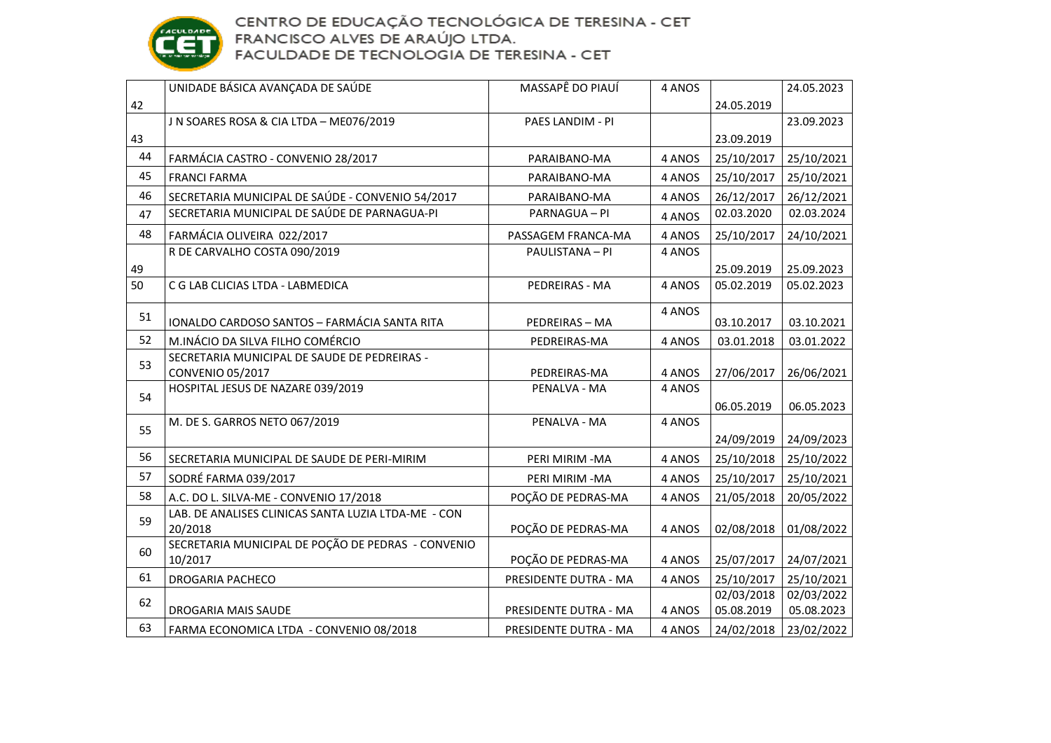CENTRO DE EDUCAÇÃO TECNOLÓGICA DE TERESINA - CET
FRANCISCO ALVES DE ARAÚJO LTDA.
FACULDADE DE TECNOLOGIA DE TERESINA - CET

| | | | | | |
|---|---|---|---|---|---|
| 42 | UNIDADE BÁSICA AVANÇADA DE SAÚDE | MASSAPÊ DO PIAUÍ | 4 ANOS | 24.05.2019 | 24.05.2023 |
| 43 | J N SOARES ROSA & CIA LTDA – ME076/2019 | PAES LANDIM - PI | | 23.09.2019 | 23.09.2023 |
| 44 | FARMÁCIA CASTRO - CONVENIO 28/2017 | PARAIBANO-MA | 4 ANOS | 25/10/2017 | 25/10/2021 |
| 45 | FRANCI FARMA | PARAIBANO-MA | 4 ANOS | 25/10/2017 | 25/10/2021 |
| 46 | SECRETARIA MUNICIPAL DE SAÚDE - CONVENIO 54/2017 | PARAIBANO-MA | 4 ANOS | 26/12/2017 | 26/12/2021 |
| 47 | SECRETARIA MUNICIPAL DE SAÚDE DE PARNAGUA-PI | PARNAGUA – PI | 4 ANOS | 02.03.2020 | 02.03.2024 |
| 48 | FARMÁCIA OLIVEIRA 022/2017 | PASSAGEM FRANCA-MA | 4 ANOS | 25/10/2017 | 24/10/2021 |
| 49 | R DE CARVALHO COSTA 090/2019 | PAULISTANA – PI | 4 ANOS | 25.09.2019 | 25.09.2023 |
| 50 | C G LAB CLICIAS LTDA - LABMEDICA | PEDREIRAS - MA | 4 ANOS | 05.02.2019 | 05.02.2023 |
| 51 | IONALDO CARDOSO SANTOS – FARMÁCIA SANTA RITA | PEDREIRAS – MA | 4 ANOS | 03.10.2017 | 03.10.2021 |
| 52 | M.INÁCIO DA SILVA FILHO COMÉRCIO | PEDREIRAS-MA | 4 ANOS | 03.01.2018 | 03.01.2022 |
| 53 | SECRETARIA MUNICIPAL DE SAUDE DE PEDREIRAS - CONVENIO 05/2017 | PEDREIRAS-MA | 4 ANOS | 27/06/2017 | 26/06/2021 |
| 54 | HOSPITAL JESUS DE NAZARE 039/2019 | PENALVA - MA | 4 ANOS | 06.05.2019 | 06.05.2023 |
| 55 | M. DE S. GARROS NETO 067/2019 | PENALVA - MA | 4 ANOS | 24/09/2019 | 24/09/2023 |
| 56 | SECRETARIA MUNICIPAL DE SAUDE DE PERI-MIRIM | PERI MIRIM -MA | 4 ANOS | 25/10/2018 | 25/10/2022 |
| 57 | SODRÉ FARMA 039/2017 | PERI MIRIM -MA | 4 ANOS | 25/10/2017 | 25/10/2021 |
| 58 | A.C. DO L. SILVA-ME - CONVENIO 17/2018 | POÇÃO DE PEDRAS-MA | 4 ANOS | 21/05/2018 | 20/05/2022 |
| 59 | LAB. DE ANALISES CLINICAS SANTA LUZIA LTDA-ME - CON 20/2018 | POÇÃO DE PEDRAS-MA | 4 ANOS | 02/08/2018 | 01/08/2022 |
| 60 | SECRETARIA MUNICIPAL DE POÇÃO DE PEDRAS - CONVENIO 10/2017 | POÇÃO DE PEDRAS-MA | 4 ANOS | 25/07/2017 | 24/07/2021 |
| 61 | DROGARIA PACHECO | PRESIDENTE DUTRA - MA | 4 ANOS | 25/10/2017 | 25/10/2021 |
| 62 | DROGARIA MAIS SAUDE | PRESIDENTE DUTRA - MA | 4 ANOS | 02/03/2018 05.08.2019 | 02/03/2022 05.08.2023 |
| 63 | FARMA ECONOMICA LTDA - CONVENIO 08/2018 | PRESIDENTE DUTRA - MA | 4 ANOS | 24/02/2018 | 23/02/2022 |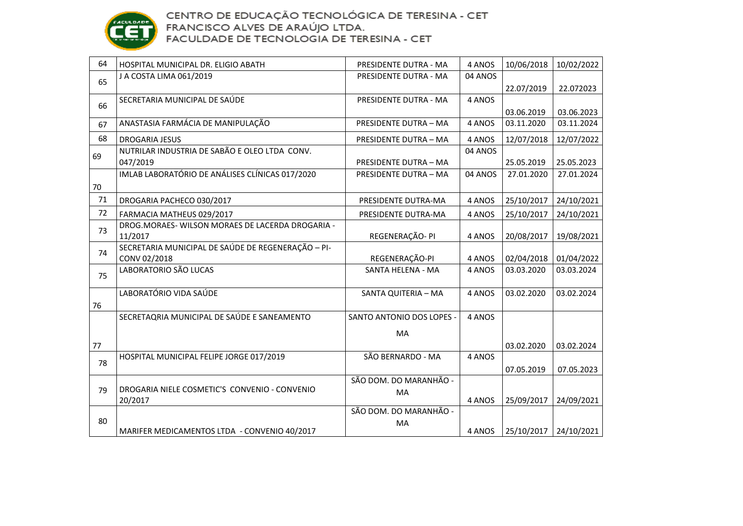CENTRO DE EDUCAÇÃO TECNOLÓGICA DE TERESINA - CET
FRANCISCO ALVES DE ARAÚJO LTDA.
FACULDADE DE TECNOLOGIA DE TERESINA - CET

| | | | | | |
|---|---|---|---|---|---|
| 64 | HOSPITAL MUNICIPAL DR. ELIGIO ABATH | PRESIDENTE DUTRA - MA | 4 ANOS | 10/06/2018 | 10/02/2022 |
| 65 | J A COSTA LIMA 061/2019 | PRESIDENTE DUTRA - MA | 04 ANOS | 22.07/2019 | 22.072023 |
| 66 | SECRETARIA MUNICIPAL DE SAÚDE | PRESIDENTE DUTRA - MA | 4 ANOS | 03.06.2019 | 03.06.2023 |
| 67 | ANASTASIA FARMÁCIA DE MANIPULAÇÃO | PRESIDENTE DUTRA – MA | 4 ANOS | 03.11.2020 | 03.11.2024 |
| 68 | DROGARIA JESUS | PRESIDENTE DUTRA – MA | 4 ANOS | 12/07/2018 | 12/07/2022 |
| 69 | NUTRILAR INDUSTRIA DE SABÃO E OLEO LTDA CONV. 047/2019 | PRESIDENTE DUTRA – MA | 04 ANOS | 25.05.2019 | 25.05.2023 |
| 70 | IMLAB LABORATÓRIO DE ANÁLISES CLÍNICAS 017/2020 | PRESIDENTE DUTRA – MA | 04 ANOS | 27.01.2020 | 27.01.2024 |
| 71 | DROGARIA PACHECO 030/2017 | PRESIDENTE DUTRA-MA | 4 ANOS | 25/10/2017 | 24/10/2021 |
| 72 | FARMACIA MATHEUS 029/2017 | PRESIDENTE DUTRA-MA | 4 ANOS | 25/10/2017 | 24/10/2021 |
| 73 | DROG.MORAES- WILSON MORAES DE LACERDA DROGARIA - 11/2017 | REGENERAÇÃO- PI | 4 ANOS | 20/08/2017 | 19/08/2021 |
| 74 | SECRETARIA MUNICIPAL DE SAÚDE DE REGENERAÇÃO – PI- CONV 02/2018 | REGENERAÇÃO-PI | 4 ANOS | 02/04/2018 | 01/04/2022 |
| 75 | LABORATORIO SÃO LUCAS | SANTA HELENA - MA | 4 ANOS | 03.03.2020 | 03.03.2024 |
| 76 | LABORATÓRIO VIDA SAÚDE | SANTA QUITERIA – MA | 4 ANOS | 03.02.2020 | 03.02.2024 |
| 77 | SECRETAQRIA MUNICIPAL DE SAÚDE E SANEAMENTO | SANTO ANTONIO DOS LOPES - MA | 4 ANOS | 03.02.2020 | 03.02.2024 |
| 78 | HOSPITAL MUNICIPAL FELIPE JORGE 017/2019 | SÃO BERNARDO - MA | 4 ANOS | 07.05.2019 | 07.05.2023 |
| 79 | DROGARIA NIELE COSMETIC'S CONVENIO - CONVENIO 20/2017 | SÃO DOM. DO MARANHÃO - MA | 4 ANOS | 25/09/2017 | 24/09/2021 |
| 80 | MARIFER MEDICAMENTOS LTDA - CONVENIO 40/2017 | SÃO DOM. DO MARANHÃO - MA | 4 ANOS | 25/10/2017 | 24/10/2021 |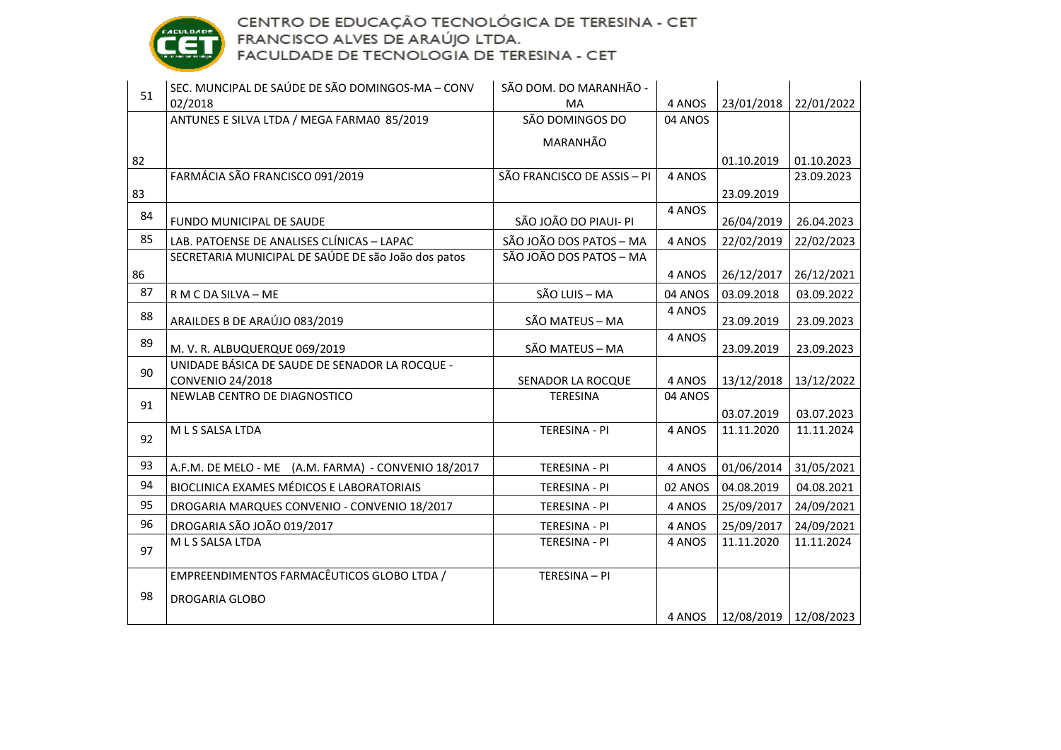CENTRO DE EDUCAÇÃO TECNOLÓGICA DE TERESINA - CET
FRANCISCO ALVES DE ARAÚJO LTDA.
FACULDADE DE TECNOLOGIA DE TERESINA - CET

| | | | | | |
|---|---|---|---|---|---|
| 51 | SEC. MUNCIPAL DE SAÚDE DE SÃO DOMINGOS-MA – CONV 02/2018 | SÃO DOM. DO MARANHÃO - MA | 4 ANOS | 23/01/2018 | 22/01/2022 |
| 82 | ANTUNES E SILVA LTDA / MEGA FARMA0 85/2019 | SÃO DOMINGOS DO MARANHÃO | 04 ANOS | 01.10.2019 | 01.10.2023 |
| 83 | FARMÁCIA SÃO FRANCISCO 091/2019 | SÃO FRANCISCO DE ASSIS – PI | 4 ANOS | 23.09.2019 | 23.09.2023 |
| 84 | FUNDO MUNICIPAL DE SAUDE | SÃO JOÃO DO PIAUI- PI | 4 ANOS | 26/04/2019 | 26.04.2023 |
| 85 | LAB. PATOENSE DE ANALISES CLÍNICAS – LAPAC | SÃO JOÃO DOS PATOS – MA | 4 ANOS | 22/02/2019 | 22/02/2023 |
| 86 | SECRETARIA MUNICIPAL DE SAÚDE DE são João dos patos | SÃO JOÃO DOS PATOS – MA | 4 ANOS | 26/12/2017 | 26/12/2021 |
| 87 | R M C DA SILVA – ME | SÃO LUIS – MA | 04 ANOS | 03.09.2018 | 03.09.2022 |
| 88 | ARAILDES B DE ARAÚJO 083/2019 | SÃO MATEUS – MA | 4 ANOS | 23.09.2019 | 23.09.2023 |
| 89 | M. V. R. ALBUQUERQUE 069/2019 | SÃO MATEUS – MA | 4 ANOS | 23.09.2019 | 23.09.2023 |
| 90 | UNIDADE BÁSICA DE SAUDE DE SENADOR LA ROCQUE - CONVENIO 24/2018 | SENADOR LA ROCQUE | 4 ANOS | 13/12/2018 | 13/12/2022 |
| 91 | NEWLAB CENTRO DE DIAGNOSTICO | TERESINA | 04 ANOS | 03.07.2019 | 03.07.2023 |
| 92 | M L S SALSA LTDA | TERESINA - PI | 4 ANOS | 11.11.2020 | 11.11.2024 |
| 93 | A.F.M. DE MELO - ME (A.M. FARMA) - CONVENIO 18/2017 | TERESINA - PI | 4 ANOS | 01/06/2014 | 31/05/2021 |
| 94 | BIOCLINICA EXAMES MÉDICOS E LABORATORIAIS | TERESINA - PI | 02 ANOS | 04.08.2019 | 04.08.2021 |
| 95 | DROGARIA MARQUES CONVENIO - CONVENIO 18/2017 | TERESINA - PI | 4 ANOS | 25/09/2017 | 24/09/2021 |
| 96 | DROGARIA SÃO JOÃO 019/2017 | TERESINA - PI | 4 ANOS | 25/09/2017 | 24/09/2021 |
| 97 | M L S SALSA LTDA | TERESINA - PI | 4 ANOS | 11.11.2020 | 11.11.2024 |
| 98 | EMPREENDIMENTOS FARMACÊUTICOS GLOBO LTDA / DROGARIA GLOBO | TERESINA – PI | 4 ANOS | 12/08/2019 | 12/08/2023 |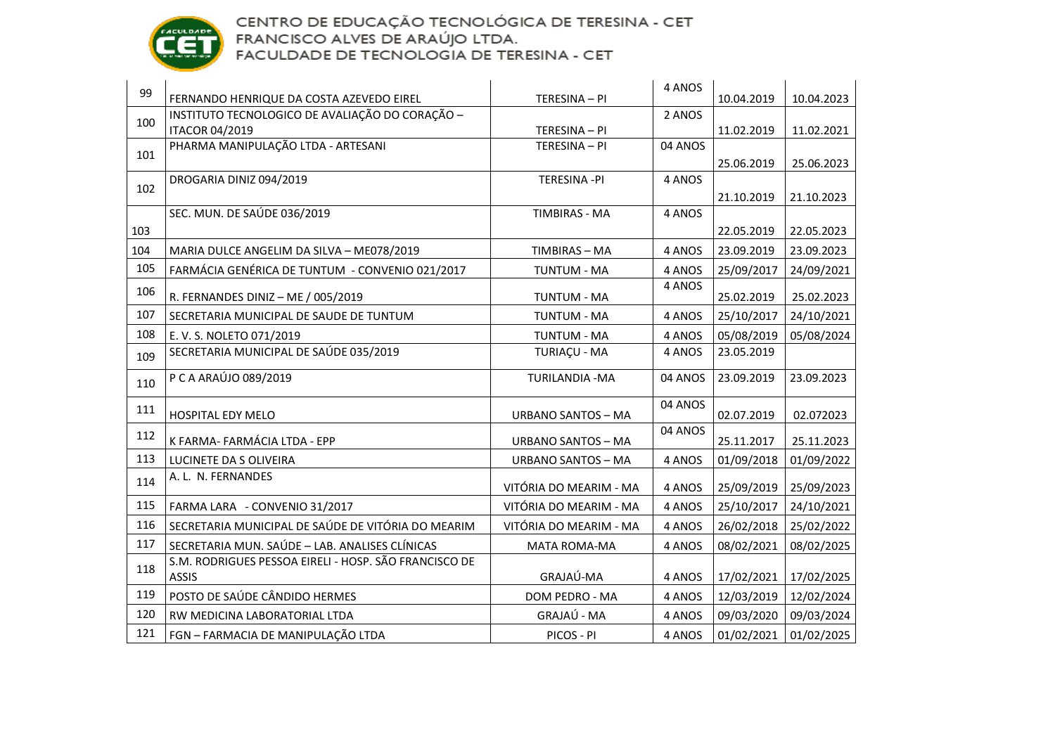CENTRO DE EDUCAÇÃO TECNOLÓGICA DE TERESINA - CET
FRANCISCO ALVES DE ARAÚJO LTDA.
FACULDADE DE TECNOLOGIA DE TERESINA - CET

| | | | | | |
|---|---|---|---|---|---|
| 99 | FERNANDO HENRIQUE DA COSTA AZEVEDO EIREL | TERESINA – PI | 4 ANOS | 10.04.2019 | 10.04.2023 |
| 100 | INSTITUTO TECNOLOGICO DE AVALIAÇÃO DO CORAÇÃO – ITACOR 04/2019 | TERESINA – PI | 2 ANOS | 11.02.2019 | 11.02.2021 |
| 101 | PHARMA MANIPULAÇÃO LTDA - ARTESANI | TERESINA – PI | 04 ANOS | 25.06.2019 | 25.06.2023 |
| 102 | DROGARIA DINIZ 094/2019 | TERESINA -PI | 4 ANOS | 21.10.2019 | 21.10.2023 |
| 103 | SEC. MUN. DE SAÚDE 036/2019 | TIMBIRAS - MA | 4 ANOS | 22.05.2019 | 22.05.2023 |
| 104 | MARIA DULCE ANGELIM DA SILVA – ME078/2019 | TIMBIRAS – MA | 4 ANOS | 23.09.2019 | 23.09.2023 |
| 105 | FARMÁCIA GENÉRICA DE TUNTUM - CONVENIO 021/2017 | TUNTUM - MA | 4 ANOS | 25/09/2017 | 24/09/2021 |
| 106 | R. FERNANDES DINIZ – ME / 005/2019 | TUNTUM - MA | 4 ANOS | 25.02.2019 | 25.02.2023 |
| 107 | SECRETARIA MUNICIPAL DE SAUDE DE TUNTUM | TUNTUM - MA | 4 ANOS | 25/10/2017 | 24/10/2021 |
| 108 | E. V. S. NOLETO 071/2019 | TUNTUM - MA | 4 ANOS | 05/08/2019 | 05/08/2024 |
| 109 | SECRETARIA MUNICIPAL DE SAÚDE 035/2019 | TURIAÇU - MA | 4 ANOS | 23.05.2019 | |
| 110 | P C A ARAÚJO 089/2019 | TURILANDIA -MA | 04 ANOS | 23.09.2019 | 23.09.2023 |
| 111 | HOSPITAL EDY MELO | URBANO SANTOS – MA | 04 ANOS | 02.07.2019 | 02.072023 |
| 112 | K FARMA- FARMÁCIA LTDA - EPP | URBANO SANTOS – MA | 04 ANOS | 25.11.2017 | 25.11.2023 |
| 113 | LUCINETE DA S OLIVEIRA | URBANO SANTOS – MA | 4 ANOS | 01/09/2018 | 01/09/2022 |
| 114 | A. L. N. FERNANDES | VITÓRIA DO MEARIM - MA | 4 ANOS | 25/09/2019 | 25/09/2023 |
| 115 | FARMA LARA - CONVENIO 31/2017 | VITÓRIA DO MEARIM - MA | 4 ANOS | 25/10/2017 | 24/10/2021 |
| 116 | SECRETARIA MUNICIPAL DE SAÚDE DE VITÓRIA DO MEARIM | VITÓRIA DO MEARIM - MA | 4 ANOS | 26/02/2018 | 25/02/2022 |
| 117 | SECRETARIA MUN. SAÚDE – LAB. ANALISES CLÍNICAS | MATA ROMA-MA | 4 ANOS | 08/02/2021 | 08/02/2025 |
| 118 | S.M. RODRIGUES PESSOA EIRELI - HOSP. SÃO FRANCISCO DE ASSIS | GRAJAÚ-MA | 4 ANOS | 17/02/2021 | 17/02/2025 |
| 119 | POSTO DE SAÚDE CÂNDIDO HERMES | DOM PEDRO - MA | 4 ANOS | 12/03/2019 | 12/02/2024 |
| 120 | RW MEDICINA LABORATORIAL LTDA | GRAJAÚ - MA | 4 ANOS | 09/03/2020 | 09/03/2024 |
| 121 | FGN – FARMACIA DE MANIPULAÇÃO LTDA | PICOS - PI | 4 ANOS | 01/02/2021 | 01/02/2025 |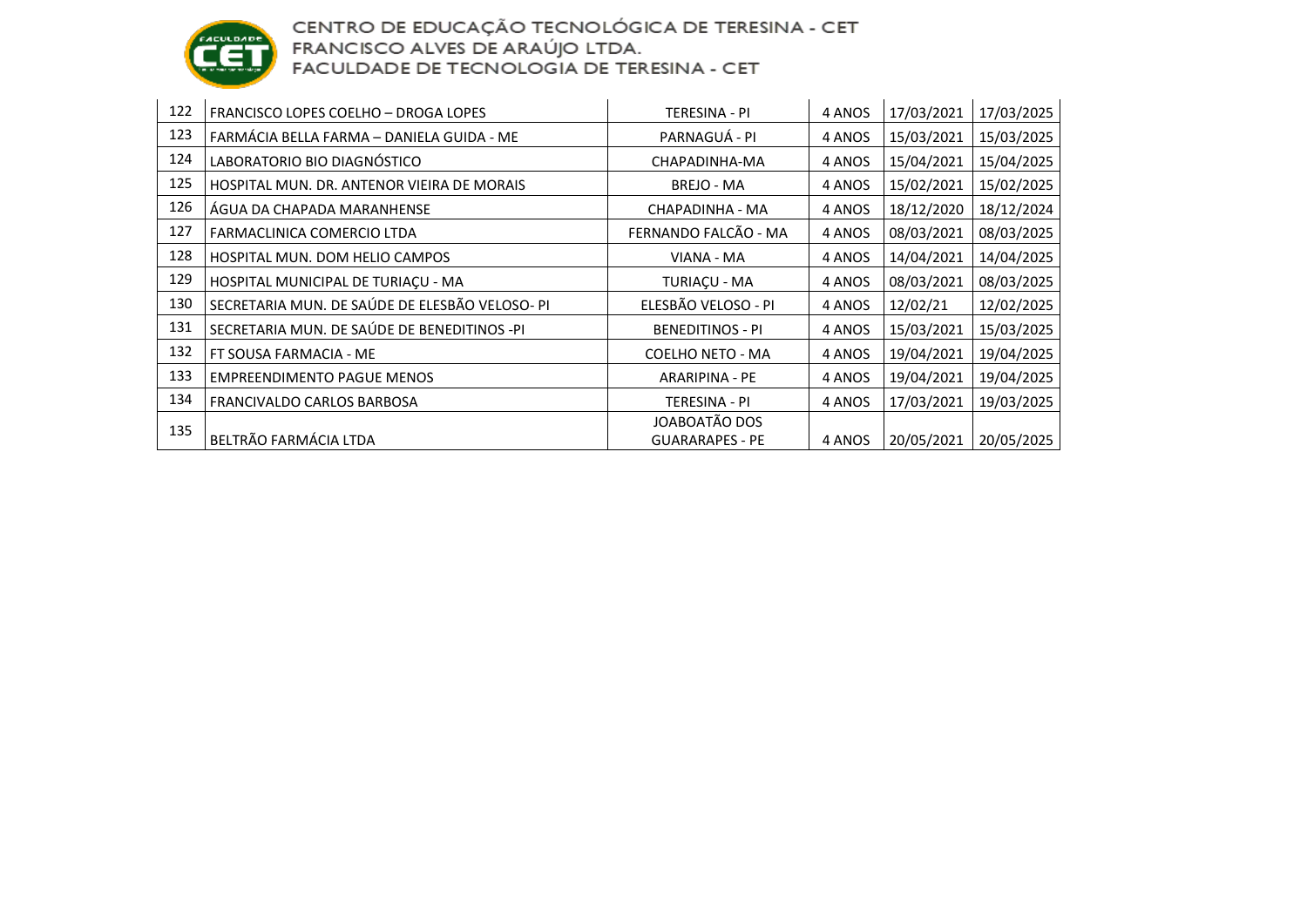CENTRO DE EDUCAÇÃO TECNOLÓGICA DE TERESINA - CET
FRANCISCO ALVES DE ARAÚJO LTDA.
FACULDADE DE TECNOLOGIA DE TERESINA - CET

| | | | | | |
|---|---|---|---|---|---|
| 122 | FRANCISCO LOPES COELHO – DROGA LOPES | TERESINA - PI | 4 ANOS | 17/03/2021 | 17/03/2025 |
| 123 | FARMÁCIA BELLA FARMA – DANIELA GUIDA - ME | PARNAGUÁ - PI | 4 ANOS | 15/03/2021 | 15/03/2025 |
| 124 | LABORATORIO BIO DIAGNÓSTICO | CHAPADINHA-MA | 4 ANOS | 15/04/2021 | 15/04/2025 |
| 125 | HOSPITAL MUN. DR. ANTENOR VIEIRA DE MORAIS | BREJO - MA | 4 ANOS | 15/02/2021 | 15/02/2025 |
| 126 | ÁGUA DA CHAPADA MARANHENSE | CHAPADINHA - MA | 4 ANOS | 18/12/2020 | 18/12/2024 |
| 127 | FARMACLINICA COMERCIO LTDA | FERNANDO FALCÃO - MA | 4 ANOS | 08/03/2021 | 08/03/2025 |
| 128 | HOSPITAL MUN. DOM HELIO CAMPOS | VIANA - MA | 4 ANOS | 14/04/2021 | 14/04/2025 |
| 129 | HOSPITAL MUNICIPAL DE TURIAÇU - MA | TURIAÇU - MA | 4 ANOS | 08/03/2021 | 08/03/2025 |
| 130 | SECRETARIA MUN. DE SAÚDE DE ELESBÃO VELOSO- PI | ELESBÃO VELOSO - PI | 4 ANOS | 12/02/21 | 12/02/2025 |
| 131 | SECRETARIA MUN. DE SAÚDE DE BENEDITINOS -PI | BENEDITINOS - PI | 4 ANOS | 15/03/2021 | 15/03/2025 |
| 132 | FT SOUSA FARMACIA - ME | COELHO NETO - MA | 4 ANOS | 19/04/2021 | 19/04/2025 |
| 133 | EMPREENDIMENTO PAGUE MENOS | ARARIPINA - PE | 4 ANOS | 19/04/2021 | 19/04/2025 |
| 134 | FRANCIVALDO CARLOS BARBOSA | TERESINA - PI | 4 ANOS | 17/03/2021 | 19/03/2025 |
| 135 | BELTRÃO FARMÁCIA LTDA | JOABOATÃO DOS GUARARAPES - PE | 4 ANOS | 20/05/2021 | 20/05/2025 |